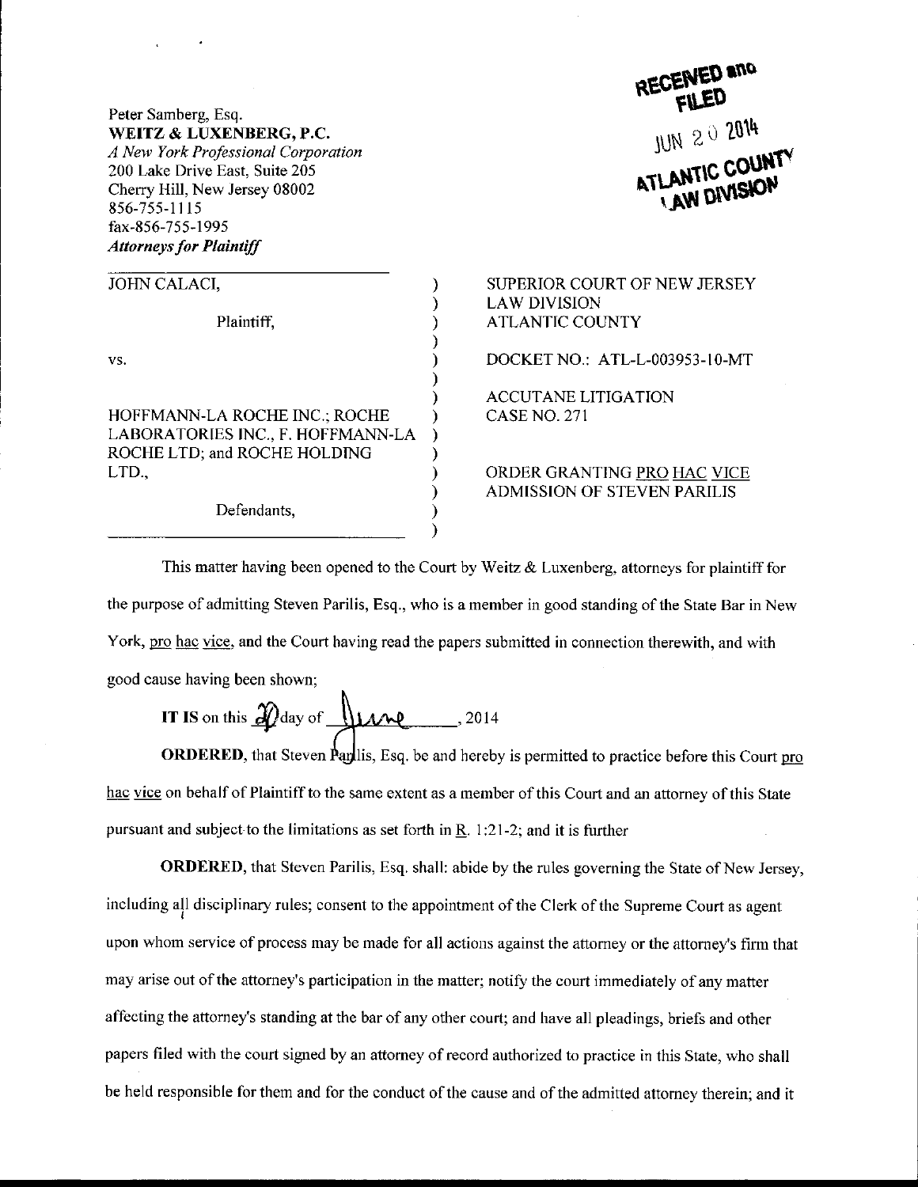Peter Samberg, Esq.
**WEITZ & LUXENBERG, P.C.**
*A New York Professional Corporation*
200 Lake Drive East, Suite 205
Cherry Hill, New Jersey 08002
856-755-1115
fax-856-755-1995
***Attorneys for Plaintiff***

RECEIVED and FILED
JUN 20 2014
ATLANTIC COUNTY LAW DIVISION

| | |
|---|---|
| JOHN CALACI,<br><br>Plaintiff,<br><br>vs.<br><br>HOFFMANN-LA ROCHE INC.; ROCHE LABORATORIES INC., F. HOFFMANN-LA ROCHE LTD; and ROCHE HOLDING LTD.,<br><br>Defendants, | SUPERIOR COURT OF NEW JERSEY<br>LAW DIVISION<br>ATLANTIC COUNTY<br><br>DOCKET NO.: ATL-L-003953-10-MT<br><br>ACCUTANE LITIGATION<br>CASE NO. 271<br><br>ORDER GRANTING PRO HAC VICE ADMISSION OF STEVEN PARILIS |

This matter having been opened to the Court by Weitz & Luxenberg, attorneys for plaintiff for the purpose of admitting Steven Parilis, Esq., who is a member in good standing of the State Bar in New York, pro hac vice, and the Court having read the papers submitted in connection therewith, and with good cause having been shown;

**IT IS** on this 20 day of June, 2014

**ORDERED**, that Steven Parilis, Esq. be and hereby is permitted to practice before this Court pro hac vice on behalf of Plaintiff to the same extent as a member of this Court and an attorney of this State pursuant and subject to the limitations as set forth in R. 1:21-2; and it is further

**ORDERED**, that Steven Parilis, Esq. shall: abide by the rules governing the State of New Jersey, including all disciplinary rules; consent to the appointment of the Clerk of the Supreme Court as agent upon whom service of process may be made for all actions against the attorney or the attorney's firm that may arise out of the attorney's participation in the matter; notify the court immediately of any matter affecting the attorney's standing at the bar of any other court; and have all pleadings, briefs and other papers filed with the court signed by an attorney of record authorized to practice in this State, who shall be held responsible for them and for the conduct of the cause and of the admitted attorney therein; and it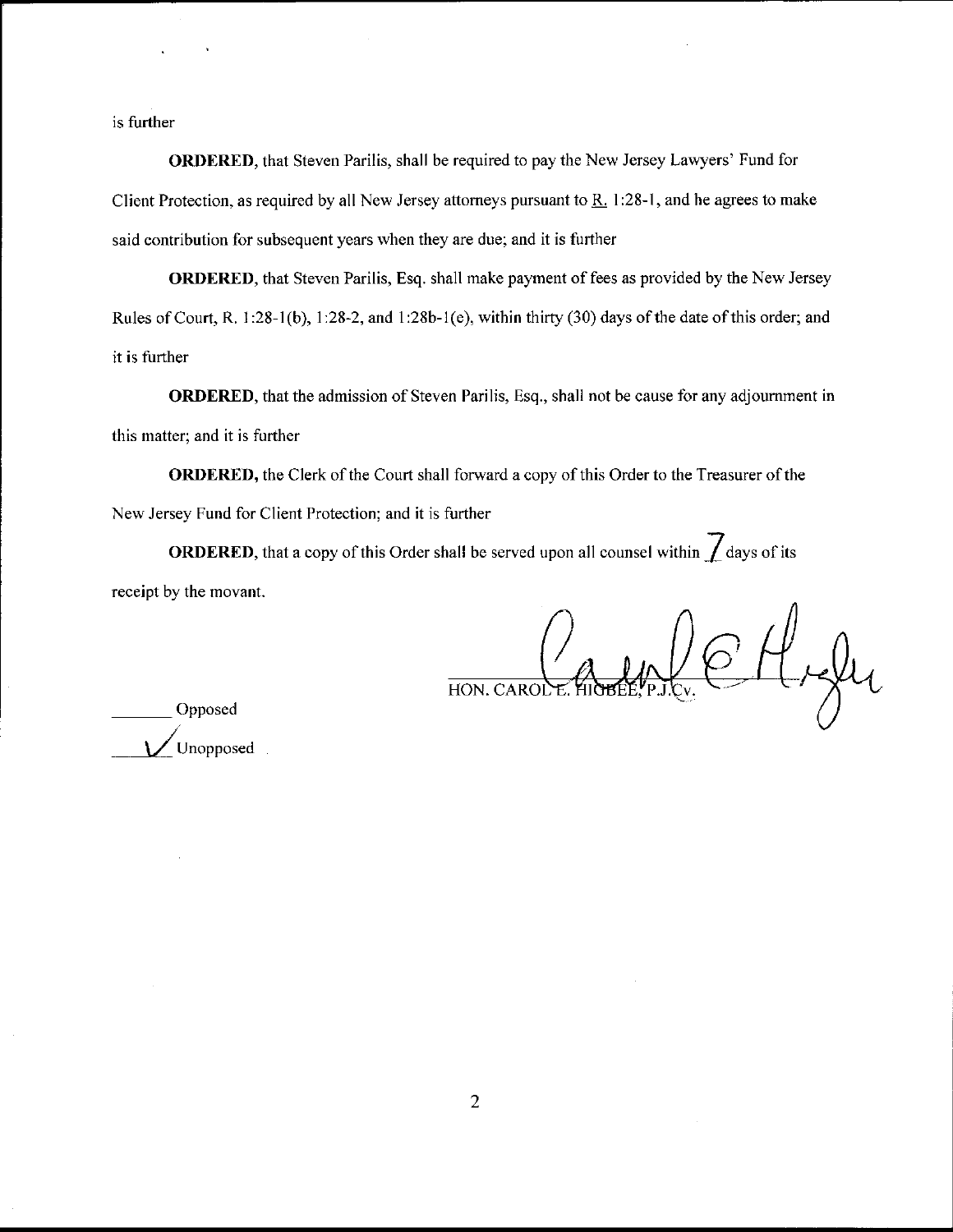is further

**ORDERED**, that Steven Parilis, shall be required to pay the New Jersey Lawyers' Fund for Client Protection, as required by all New Jersey attorneys pursuant to R. 1:28-1, and he agrees to make said contribution for subsequent years when they are due; and it is further

**ORDERED**, that Steven Parilis, Esq. shall make payment of fees as provided by the New Jersey Rules of Court, R. 1:28-1(b), 1:28-2, and 1:28b-1(e), within thirty (30) days of the date of this order; and it is further

**ORDERED**, that the admission of Steven Parilis, Esq., shall not be cause for any adjournment in this matter; and it is further

**ORDERED,** the Clerk of the Court shall forward a copy of this Order to the Treasurer of the New Jersey Fund for Client Protection; and it is further

**ORDERED**, that a copy of this Order shall be served upon all counsel within 7 days of its receipt by the movant.

HON. CAROL E. HIGBEE, P.J.Cv.

_______ Opposed

___✓___ Unopposed